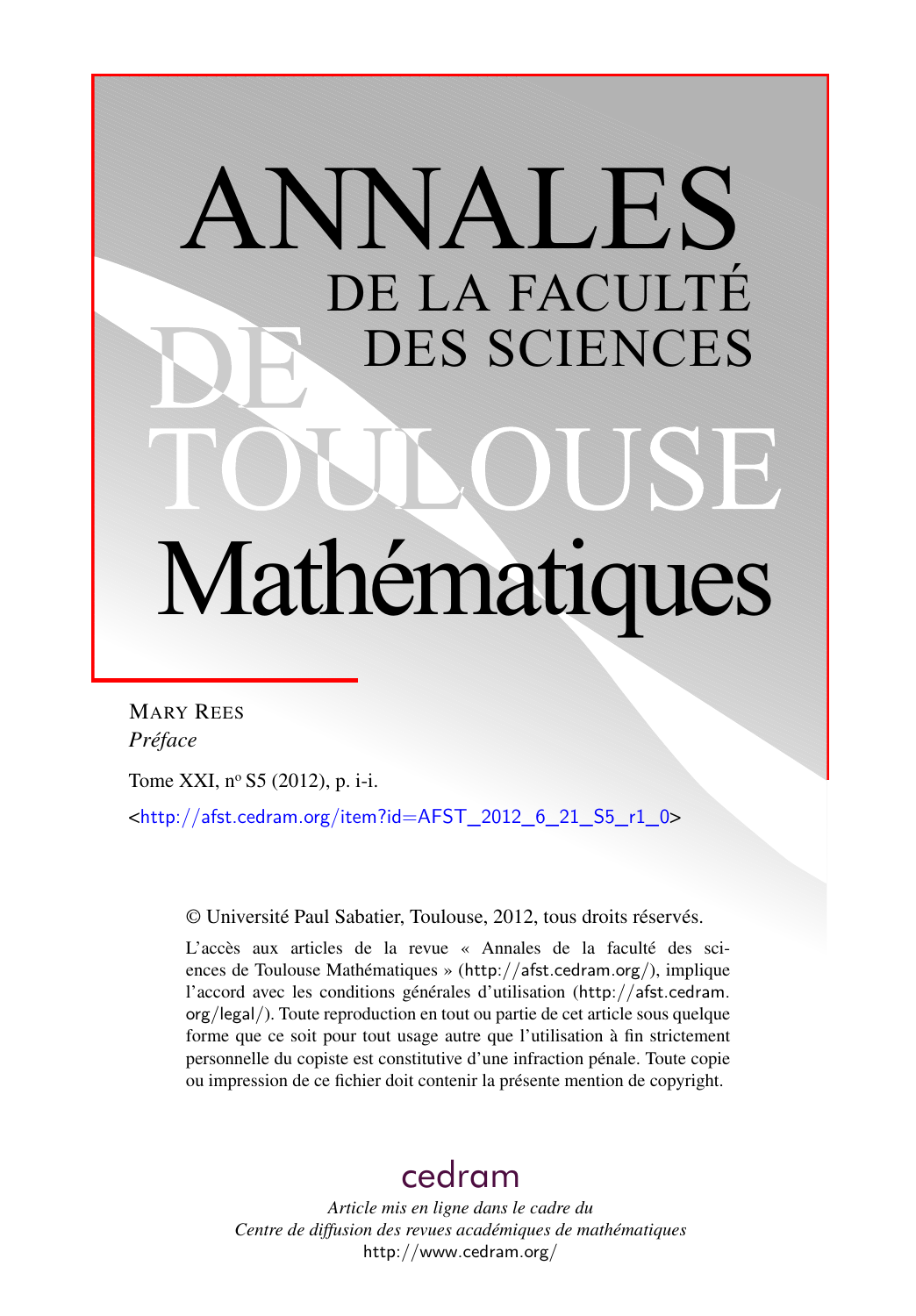# ANNALES DE LA FACULTÉ DES SCIENCES DE TOULOUSE Mathématiques

MARY REES

*Préface*

Tome XXI, n° S5 (2012), p. i-i.

<http://afst.cedram.org/item?id=AFST_2012_6_21_S5_r1_0>

© Université Paul Sabatier, Toulouse, 2012, tous droits réservés.

L'accès aux articles de la revue « Annales de la faculté des sciences de Toulouse Mathématiques » (http://afst.cedram.org/), implique l'accord avec les conditions générales d'utilisation (http://afst.cedram.org/legal/). Toute reproduction en tout ou partie de cet article sous quelque forme que ce soit pour tout usage autre que l'utilisation à fin strictement personnelle du copiste est constitutive d'une infraction pénale. Toute copie ou impression de ce fichier doit contenir la présente mention de copyright.

cedram

*Article mis en ligne dans le cadre du*
*Centre de diffusion des revues académiques de mathématiques*
http://www.cedram.org/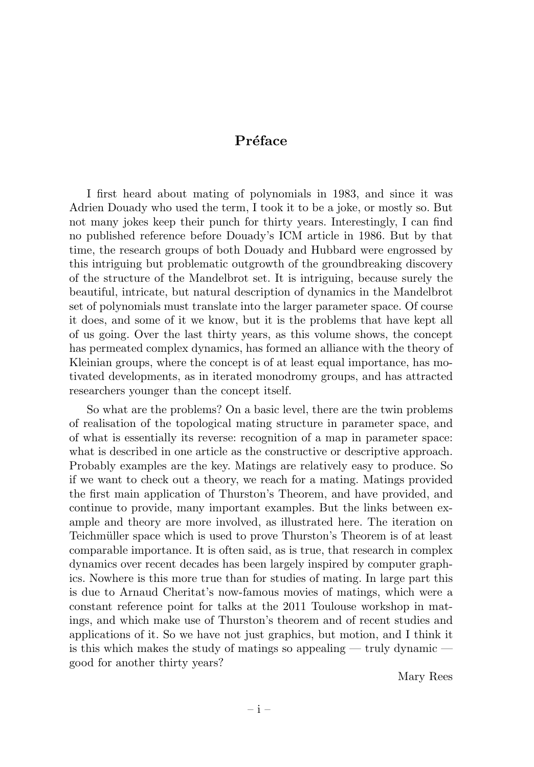# Préface

I first heard about mating of polynomials in 1983, and since it was Adrien Douady who used the term, I took it to be a joke, or mostly so. But not many jokes keep their punch for thirty years. Interestingly, I can find no published reference before Douady's ICM article in 1986. But by that time, the research groups of both Douady and Hubbard were engrossed by this intriguing but problematic outgrowth of the groundbreaking discovery of the structure of the Mandelbrot set. It is intriguing, because surely the beautiful, intricate, but natural description of dynamics in the Mandelbrot set of polynomials must translate into the larger parameter space. Of course it does, and some of it we know, but it is the problems that have kept all of us going. Over the last thirty years, as this volume shows, the concept has permeated complex dynamics, has formed an alliance with the theory of Kleinian groups, where the concept is of at least equal importance, has motivated developments, as in iterated monodromy groups, and has attracted researchers younger than the concept itself.

So what are the problems? On a basic level, there are the twin problems of realisation of the topological mating structure in parameter space, and of what is essentially its reverse: recognition of a map in parameter space: what is described in one article as the constructive or descriptive approach. Probably examples are the key. Matings are relatively easy to produce. So if we want to check out a theory, we reach for a mating. Matings provided the first main application of Thurston's Theorem, and have provided, and continue to provide, many important examples. But the links between example and theory are more involved, as illustrated here. The iteration on Teichmüller space which is used to prove Thurston's Theorem is of at least comparable importance. It is often said, as is true, that research in complex dynamics over recent decades has been largely inspired by computer graphics. Nowhere is this more true than for studies of mating. In large part this is due to Arnaud Cheritat's now-famous movies of matings, which were a constant reference point for talks at the 2011 Toulouse workshop in matings, and which make use of Thurston's theorem and of recent studies and applications of it. So we have not just graphics, but motion, and I think it is this which makes the study of matings so appealing — truly dynamic — good for another thirty years?

Mary Rees